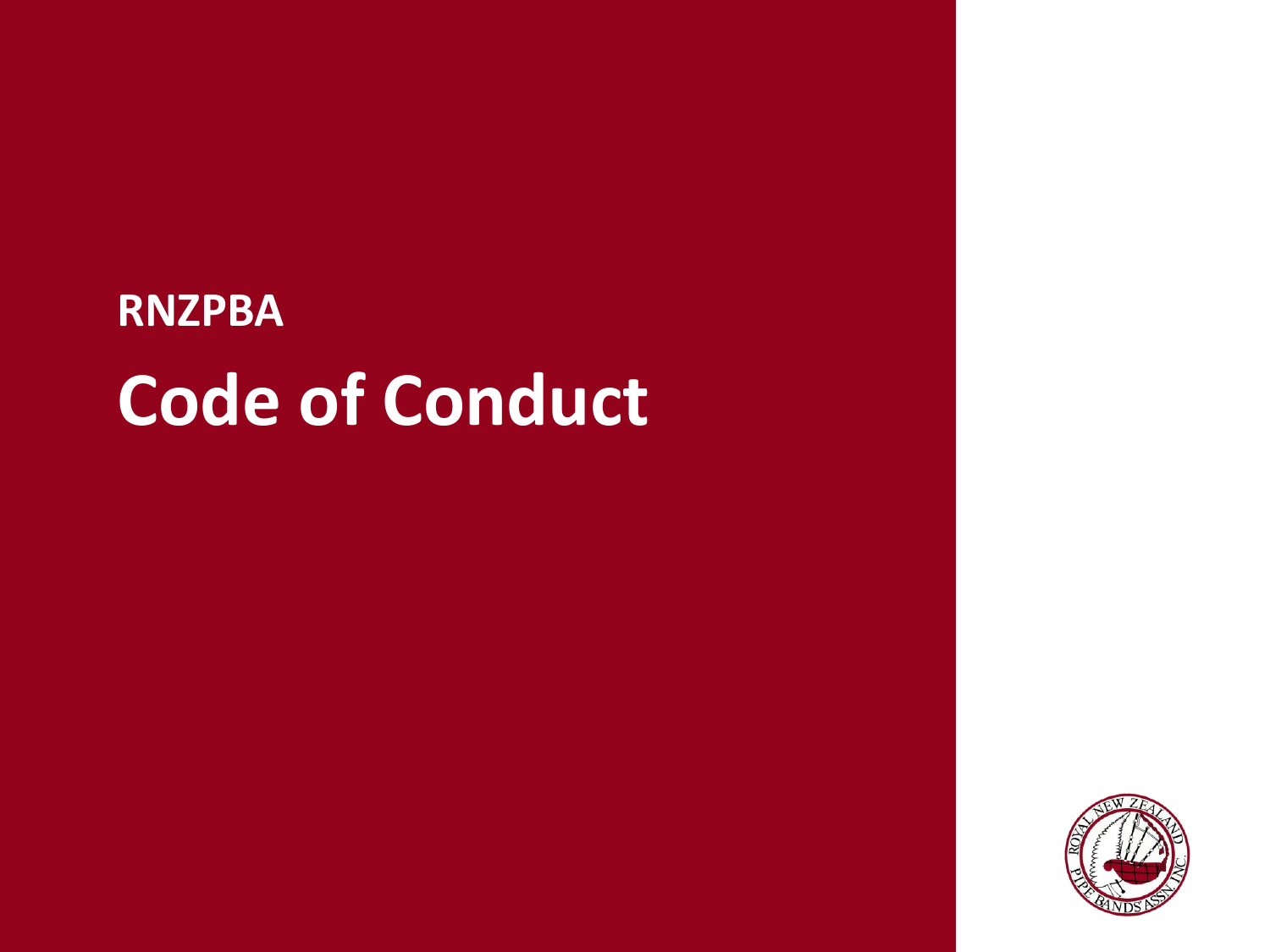**RNZPBA**

# Code of Conduct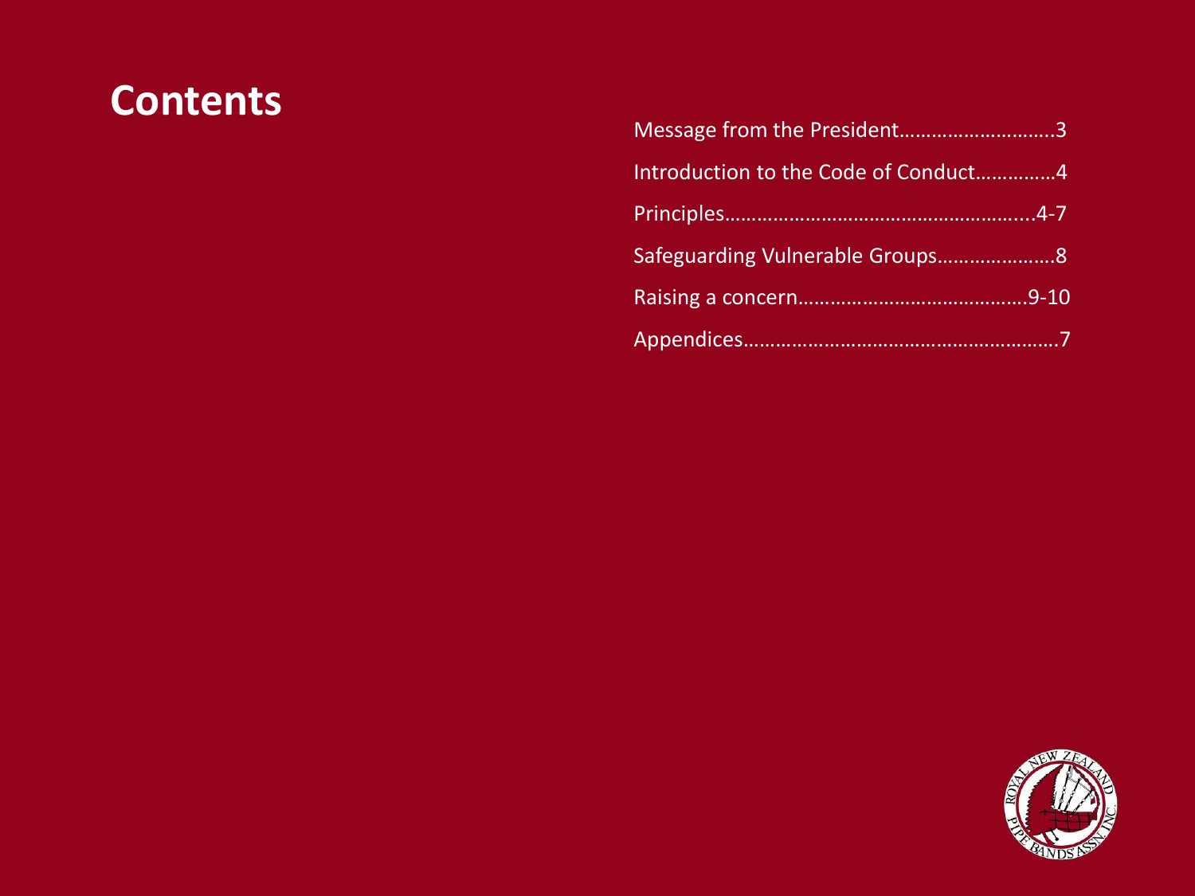# Contents

Message from the President……………………….3

Introduction to the Code of Conduct…………..4

Principles………………………………………………...4-7

Safeguarding Vulnerable Groups…………………8

Raising a concern……………………………………9-10

Appendices…………………………………………………7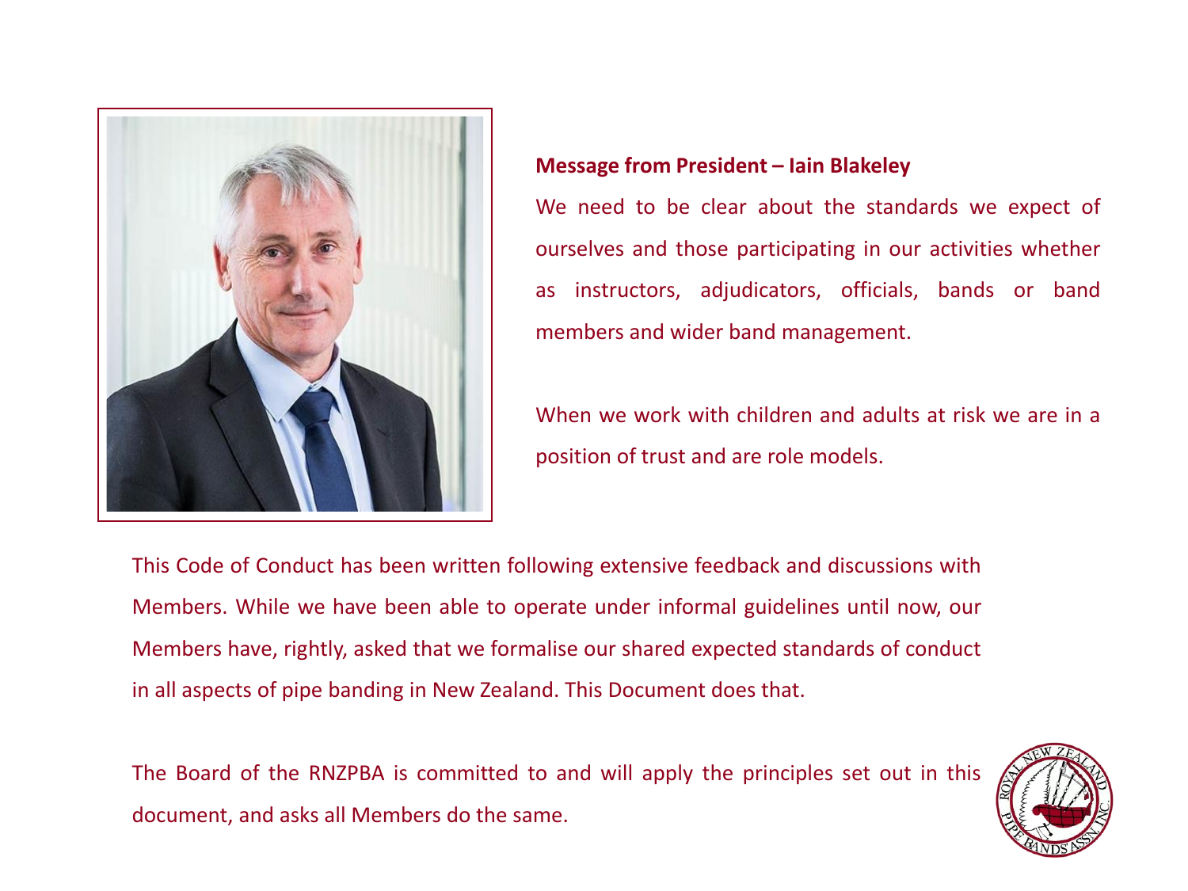**Message from President – Iain Blakeley**

We need to be clear about the standards we expect of ourselves and those participating in our activities whether as instructors, adjudicators, officials, bands or band members and wider band management.

When we work with children and adults at risk we are in a position of trust and are role models.

This Code of Conduct has been written following extensive feedback and discussions with Members. While we have been able to operate under informal guidelines until now, our Members have, rightly, asked that we formalise our shared expected standards of conduct in all aspects of pipe banding in New Zealand. This Document does that.

The Board of the RNZPBA is committed to and will apply the principles set out in this document, and asks all Members do the same.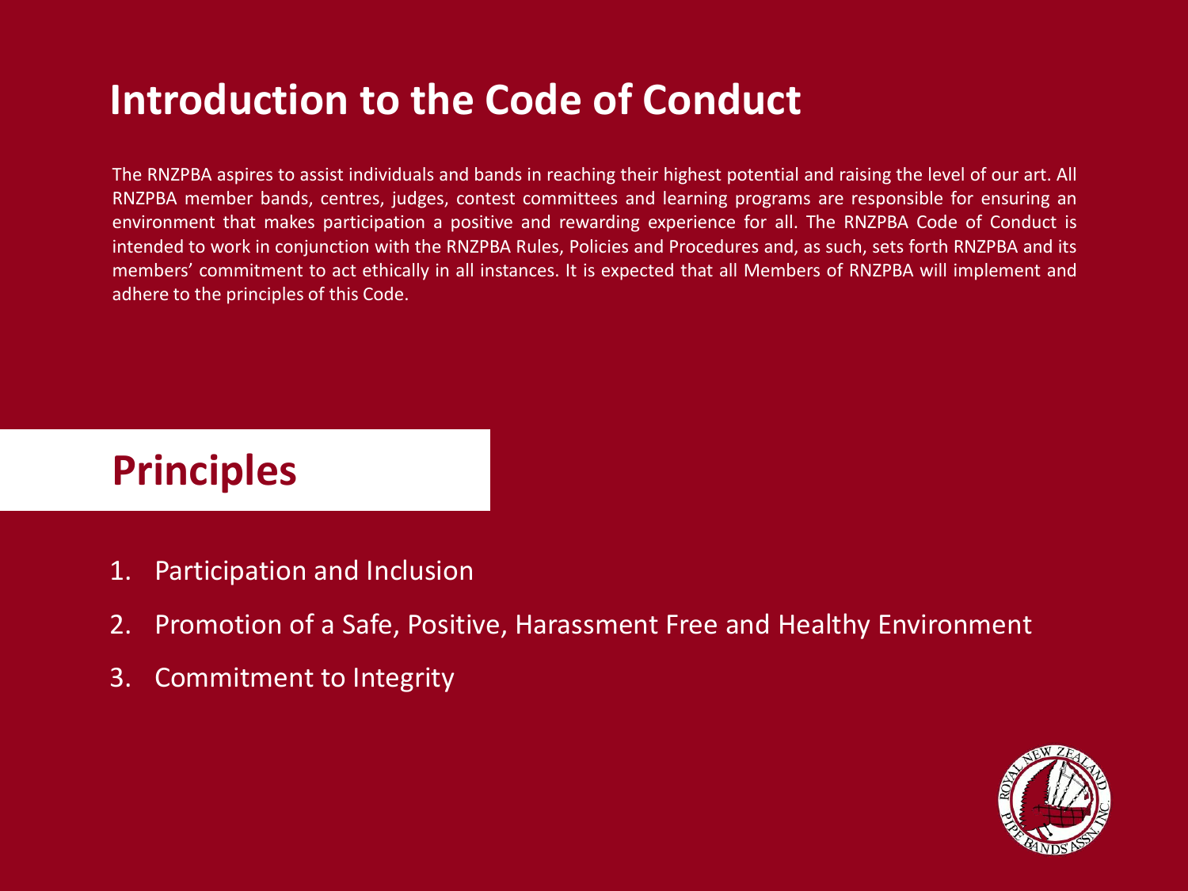# Introduction to the Code of Conduct

The RNZPBA aspires to assist individuals and bands in reaching their highest potential and raising the level of our art. All RNZPBA member bands, centres, judges, contest committees and learning programs are responsible for ensuring an environment that makes participation a positive and rewarding experience for all. The RNZPBA Code of Conduct is intended to work in conjunction with the RNZPBA Rules, Policies and Procedures and, as such, sets forth RNZPBA and its members' commitment to act ethically in all instances. It is expected that all Members of RNZPBA will implement and adhere to the principles of this Code.

# Principles

1. Participation and Inclusion
2. Promotion of a Safe, Positive, Harassment Free and Healthy Environment
3. Commitment to Integrity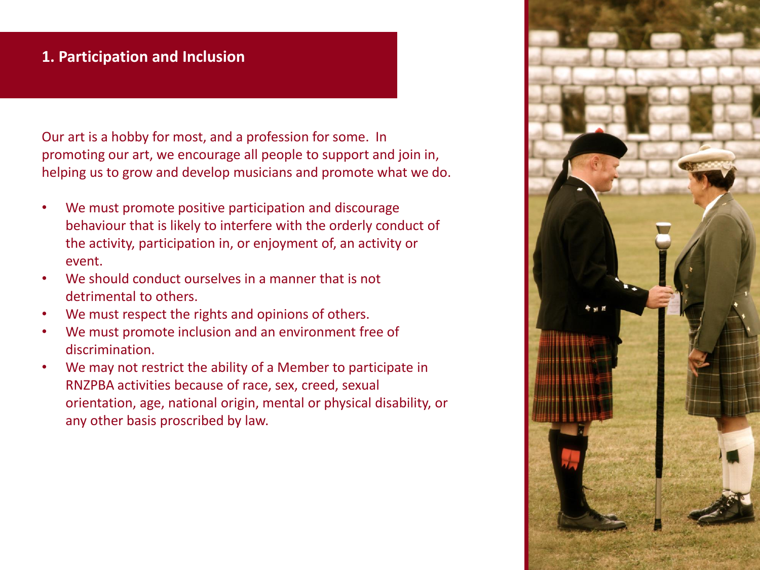## 1. Participation and Inclusion

Our art is a hobby for most, and a profession for some. In promoting our art, we encourage all people to support and join in, helping us to grow and develop musicians and promote what we do.

- We must promote positive participation and discourage behaviour that is likely to interfere with the orderly conduct of the activity, participation in, or enjoyment of, an activity or event.
- We should conduct ourselves in a manner that is not detrimental to others.
- We must respect the rights and opinions of others.
- We must promote inclusion and an environment free of discrimination.
- We may not restrict the ability of a Member to participate in RNZPBA activities because of race, sex, creed, sexual orientation, age, national origin, mental or physical disability, or any other basis proscribed by law.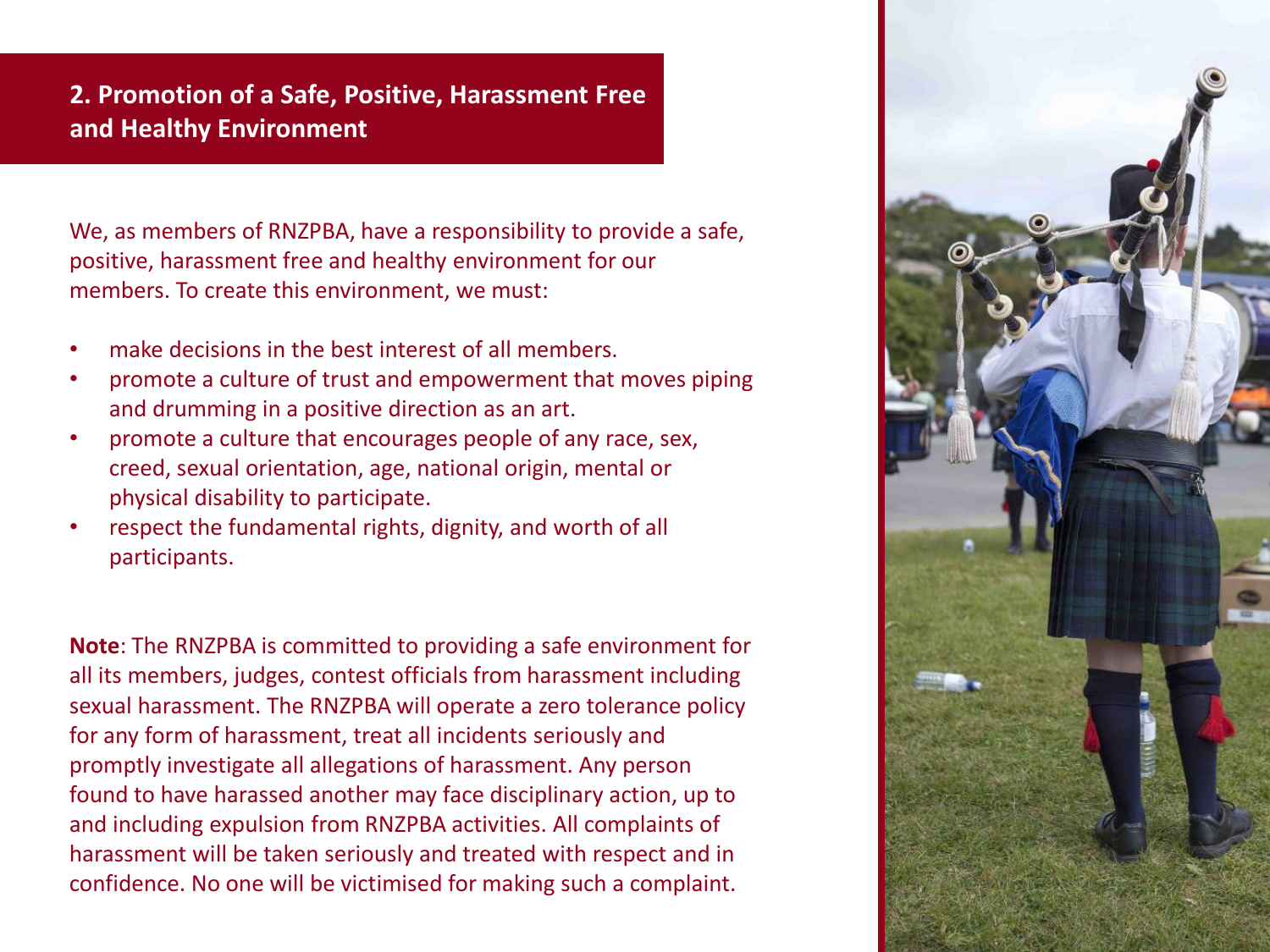## 2. Promotion of a Safe, Positive, Harassment Free and Healthy Environment

We, as members of RNZPBA, have a responsibility to provide a safe, positive, harassment free and healthy environment for our members. To create this environment, we must:

- make decisions in the best interest of all members.
- promote a culture of trust and empowerment that moves piping and drumming in a positive direction as an art.
- promote a culture that encourages people of any race, sex, creed, sexual orientation, age, national origin, mental or physical disability to participate.
- respect the fundamental rights, dignity, and worth of all participants.

**Note**: The RNZPBA is committed to providing a safe environment for all its members, judges, contest officials from harassment including sexual harassment. The RNZPBA will operate a zero tolerance policy for any form of harassment, treat all incidents seriously and promptly investigate all allegations of harassment. Any person found to have harassed another may face disciplinary action, up to and including expulsion from RNZPBA activities. All complaints of harassment will be taken seriously and treated with respect and in confidence. No one will be victimised for making such a complaint.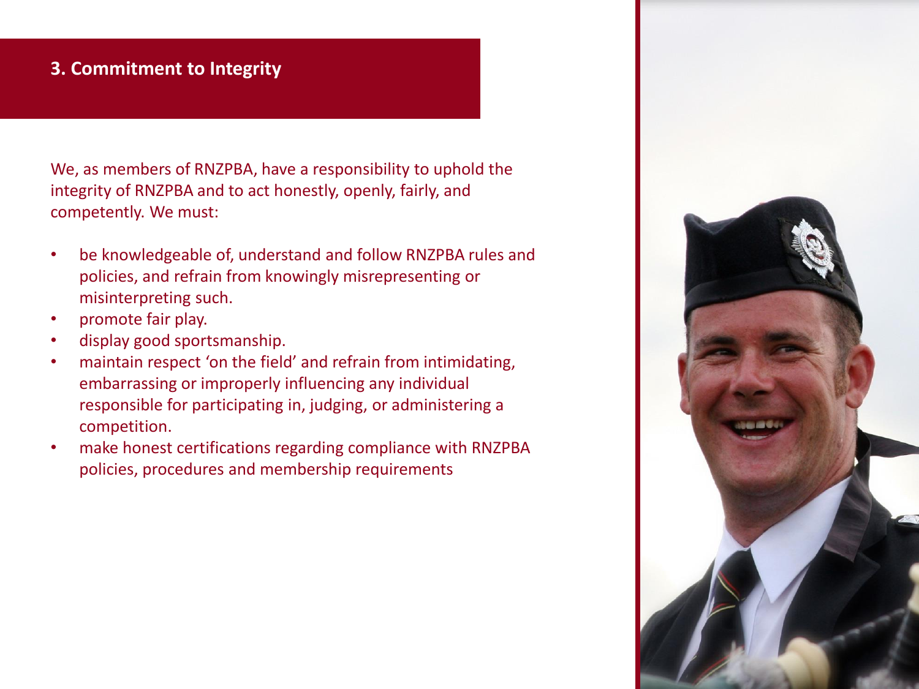## 3. Commitment to Integrity

We, as members of RNZPBA, have a responsibility to uphold the integrity of RNZPBA and to act honestly, openly, fairly, and competently. We must:

- be knowledgeable of, understand and follow RNZPBA rules and policies, and refrain from knowingly misrepresenting or misinterpreting such.
- promote fair play.
- display good sportsmanship.
- maintain respect 'on the field' and refrain from intimidating, embarrassing or improperly influencing any individual responsible for participating in, judging, or administering a competition.
- make honest certifications regarding compliance with RNZPBA policies, procedures and membership requirements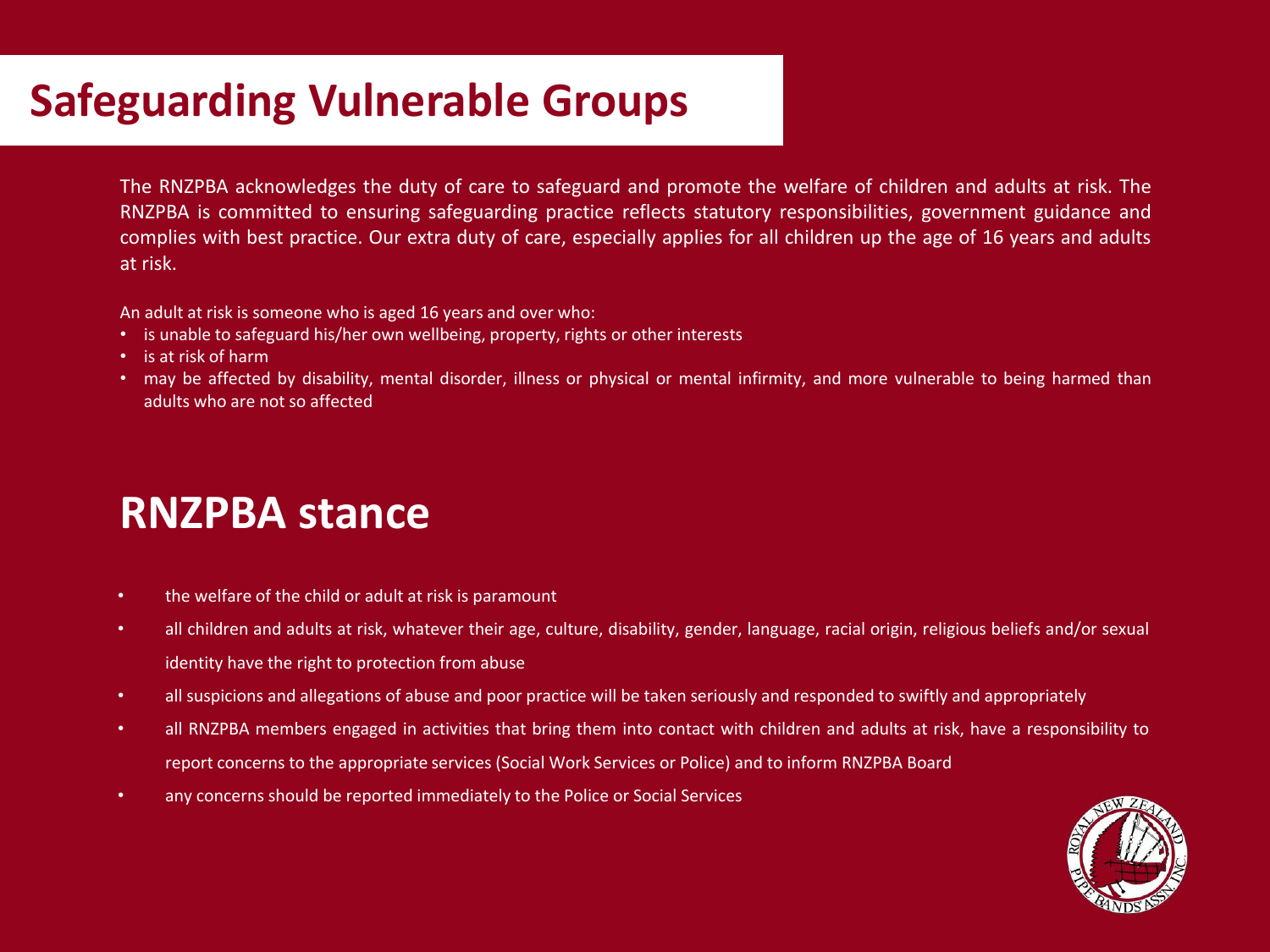# Safeguarding Vulnerable Groups

The RNZPBA acknowledges the duty of care to safeguard and promote the welfare of children and adults at risk. The RNZPBA is committed to ensuring safeguarding practice reflects statutory responsibilities, government guidance and complies with best practice. Our extra duty of care, especially applies for all children up the age of 16 years and adults at risk.

An adult at risk is someone who is aged 16 years and over who:

- is unable to safeguard his/her own wellbeing, property, rights or other interests
- is at risk of harm
- may be affected by disability, mental disorder, illness or physical or mental infirmity, and more vulnerable to being harmed than adults who are not so affected

# RNZPBA stance

- the welfare of the child or adult at risk is paramount
- all children and adults at risk, whatever their age, culture, disability, gender, language, racial origin, religious beliefs and/or sexual identity have the right to protection from abuse
- all suspicions and allegations of abuse and poor practice will be taken seriously and responded to swiftly and appropriately
- all RNZPBA members engaged in activities that bring them into contact with children and adults at risk, have a responsibility to report concerns to the appropriate services (Social Work Services or Police) and to inform RNZPBA Board
- any concerns should be reported immediately to the Police or Social Services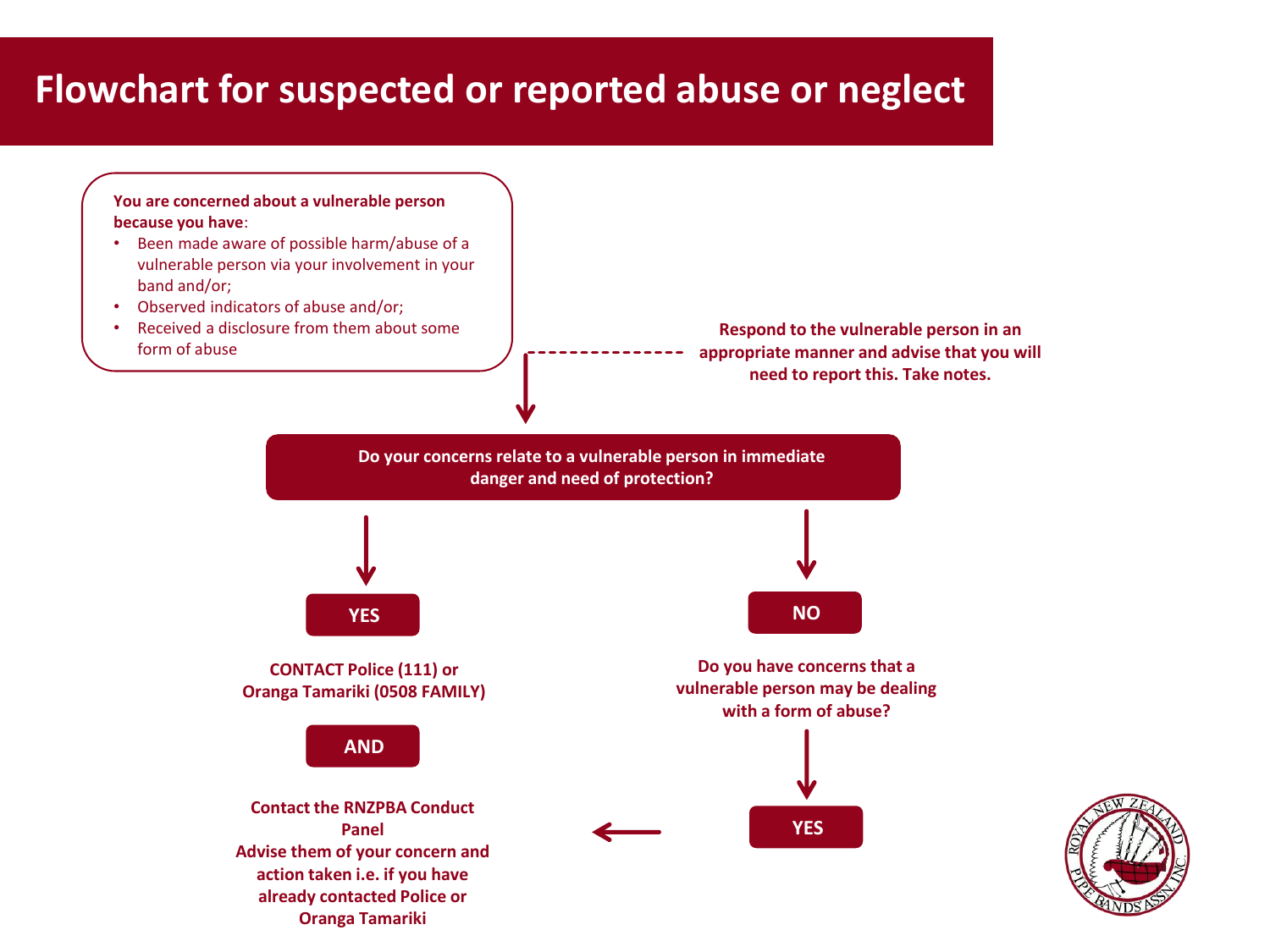# Flowchart for suspected or reported abuse or neglect

**You are concerned about a vulnerable person because you have**:

- Been made aware of possible harm/abuse of a vulnerable person via your involvement in your band and/or;
- Observed indicators of abuse and/or;
- Received a disclosure from them about some form of abuse

**Respond to the vulnerable person in an appropriate manner and advise that you will need to report this. Take notes.**

**Do your concerns relate to a vulnerable person in immediate danger and need of protection?**

**YES**

**CONTACT Police (111) or Oranga Tamariki (0508 FAMILY)**

**AND**

**Contact the RNZPBA Conduct Panel**
**Advise them of your concern and action taken i.e. if you have already contacted Police or Oranga Tamariki**

**NO**

**Do you have concerns that a vulnerable person may be dealing with a form of abuse?**

**YES** → **Contact the RNZPBA Conduct Panel**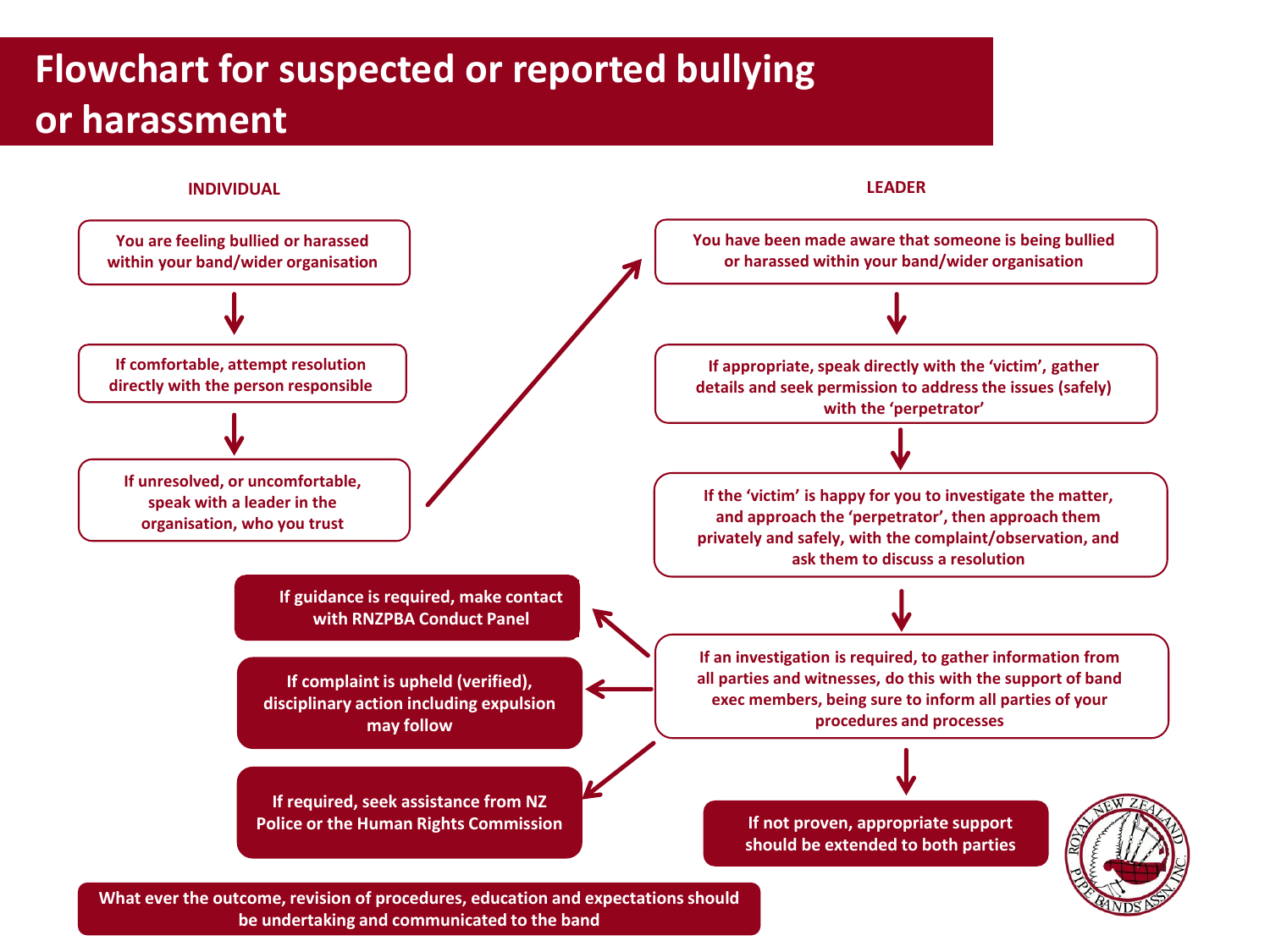# Flowchart for suspected or reported bullying or harassment

**INDIVIDUAL**

- You are feeling bullied or harassed within your band/wider organisation
- If comfortable, attempt resolution directly with the person responsible
- If unresolved, or uncomfortable, speak with a leader in the organisation, who you trust

**LEADER**

- You have been made aware that someone is being bullied or harassed within your band/wider organisation
- If appropriate, speak directly with the 'victim', gather details and seek permission to address the issues (safely) with the 'perpetrator'
- If the 'victim' is happy for you to investigate the matter, and approach the 'perpetrator', then approach them privately and safely, with the complaint/observation, and ask them to discuss a resolution
- If an investigation is required, to gather information from all parties and witnesses, do this with the support of band exec members, being sure to inform all parties of your procedures and processes
  - If guidance is required, make contact with RNZPBA Conduct Panel
  - If complaint is upheld (verified), disciplinary action including expulsion may follow
  - If required, seek assistance from NZ Police or the Human Rights Commission
  - If not proven, appropriate support should be extended to both parties

What ever the outcome, revision of procedures, education and expectations should be undertaking and communicated to the band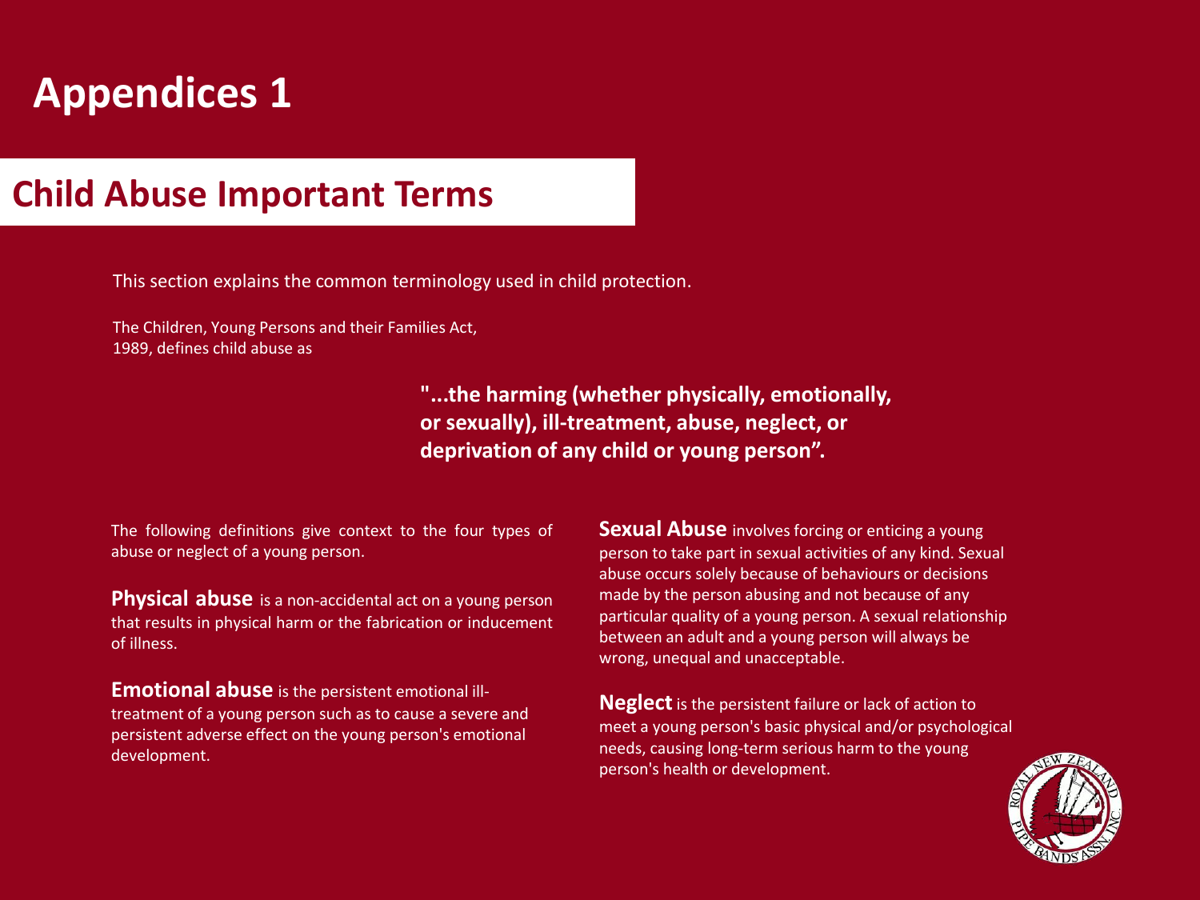# Appendices 1

## Child Abuse Important Terms

This section explains the common terminology used in child protection.

The Children, Young Persons and their Families Act, 1989, defines child abuse as

> **"...the harming (whether physically, emotionally, or sexually), ill-treatment, abuse, neglect, or deprivation of any child or young person".**

The following definitions give context to the four types of abuse or neglect of a young person.

**Physical abuse** is a non-accidental act on a young person that results in physical harm or the fabrication or inducement of illness.

**Emotional abuse** is the persistent emotional ill-treatment of a young person such as to cause a severe and persistent adverse effect on the young person's emotional development.

**Sexual Abuse** involves forcing or enticing a young person to take part in sexual activities of any kind. Sexual abuse occurs solely because of behaviours or decisions made by the person abusing and not because of any particular quality of a young person. A sexual relationship between an adult and a young person will always be wrong, unequal and unacceptable.

**Neglect** is the persistent failure or lack of action to meet a young person's basic physical and/or psychological needs, causing long-term serious harm to the young person's health or development.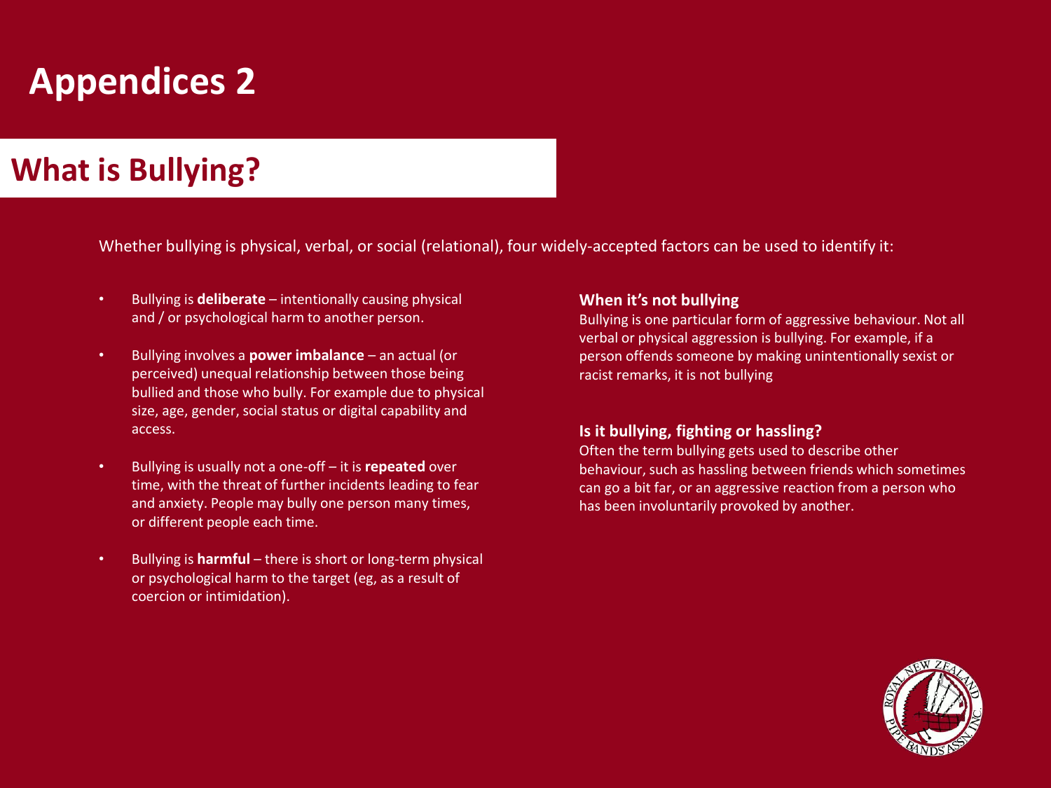# Appendices 2

## What is Bullying?

Whether bullying is physical, verbal, or social (relational), four widely-accepted factors can be used to identify it:

- Bullying is **deliberate** – intentionally causing physical and / or psychological harm to another person.
- Bullying involves a **power imbalance** – an actual (or perceived) unequal relationship between those being bullied and those who bully. For example due to physical size, age, gender, social status or digital capability and access.
- Bullying is usually not a one-off – it is **repeated** over time, with the threat of further incidents leading to fear and anxiety. People may bully one person many times, or different people each time.
- Bullying is **harmful** – there is short or long-term physical or psychological harm to the target (eg, as a result of coercion or intimidation).

### When it's not bullying

Bullying is one particular form of aggressive behaviour. Not all verbal or physical aggression is bullying. For example, if a person offends someone by making unintentionally sexist or racist remarks, it is not bullying

### Is it bullying, fighting or hassling?

Often the term bullying gets used to describe other behaviour, such as hassling between friends which sometimes can go a bit far, or an aggressive reaction from a person who has been involuntarily provoked by another.